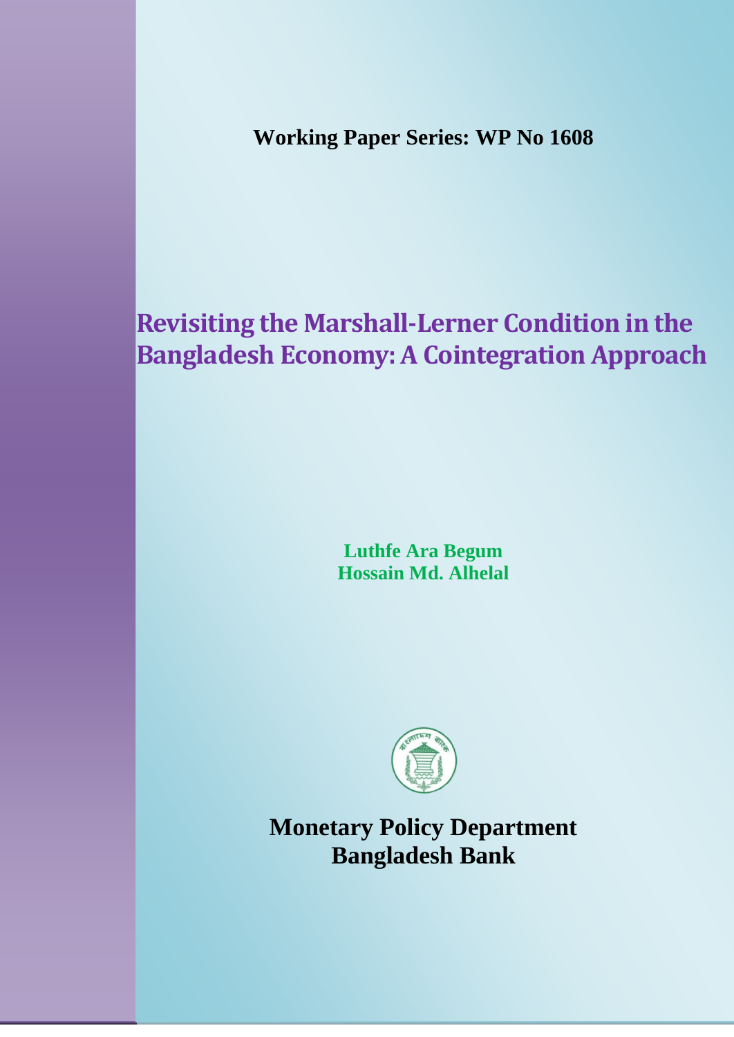**Working Paper Series: WP No 1608**

# Revisiting the Marshall-Lerner Condition in the Bangladesh Economy: A Cointegration Approach

**Luthfe Ara Begum**
**Hossain Md. Alhelal**

**Monetary Policy Department**
**Bangladesh Bank**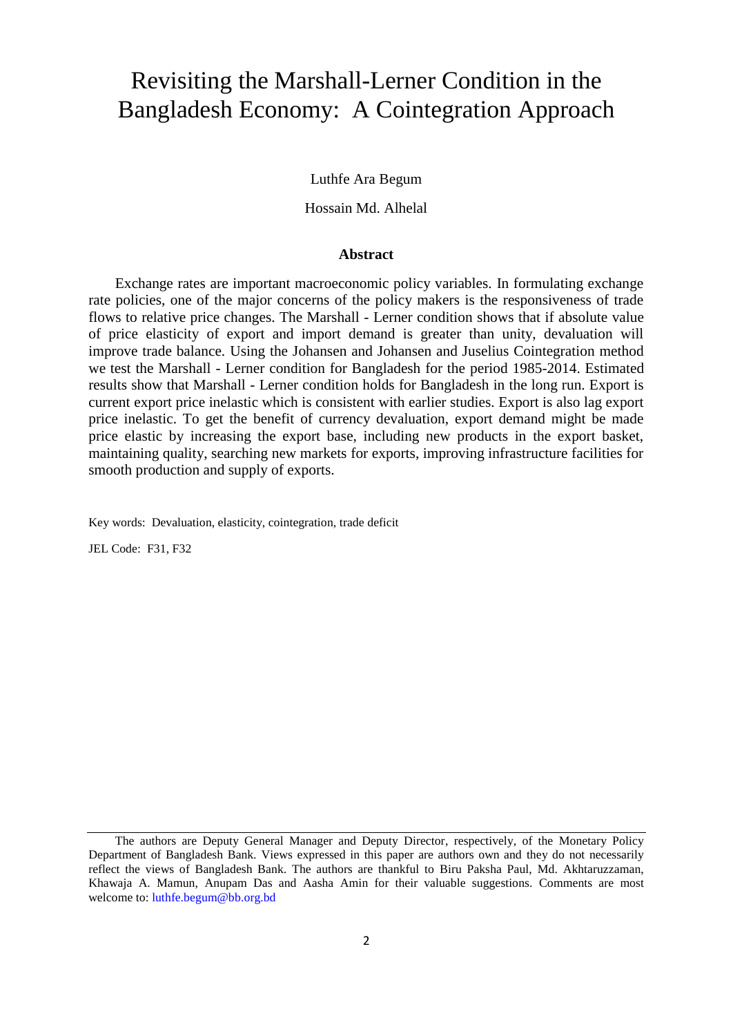# Revisiting the Marshall-Lerner Condition in the Bangladesh Economy: A Cointegration Approach

Luthfe Ara Begum

Hossain Md. Alhelal

### Abstract

Exchange rates are important macroeconomic policy variables. In formulating exchange rate policies, one of the major concerns of the policy makers is the responsiveness of trade flows to relative price changes. The Marshall - Lerner condition shows that if absolute value of price elasticity of export and import demand is greater than unity, devaluation will improve trade balance. Using the Johansen and Johansen and Juselius Cointegration method we test the Marshall - Lerner condition for Bangladesh for the period 1985-2014. Estimated results show that Marshall - Lerner condition holds for Bangladesh in the long run. Export is current export price inelastic which is consistent with earlier studies. Export is also lag export price inelastic. To get the benefit of currency devaluation, export demand might be made price elastic by increasing the export base, including new products in the export basket, maintaining quality, searching new markets for exports, improving infrastructure facilities for smooth production and supply of exports.

Key words: Devaluation, elasticity, cointegration, trade deficit

JEL Code: F31, F32

---

The authors are Deputy General Manager and Deputy Director, respectively, of the Monetary Policy Department of Bangladesh Bank. Views expressed in this paper are authors own and they do not necessarily reflect the views of Bangladesh Bank. The authors are thankful to Biru Paksha Paul, Md. Akhtaruzzaman, Khawaja A. Mamun, Anupam Das and Aasha Amin for their valuable suggestions. Comments are most welcome to: luthfe.begum@bb.org.bd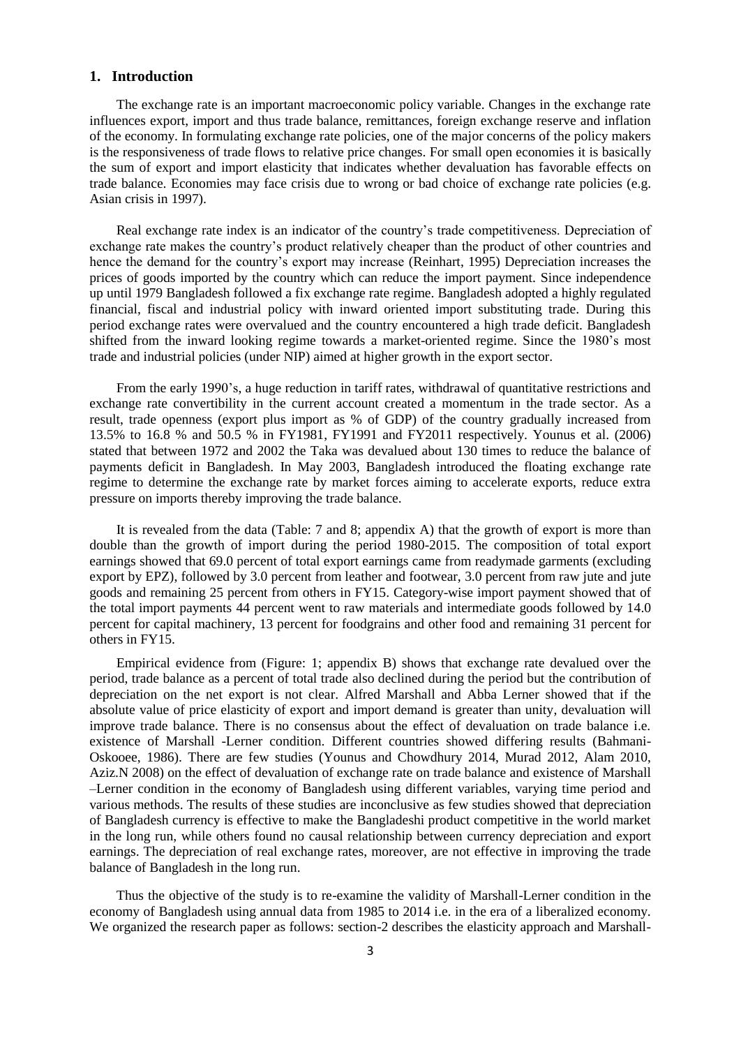## 1. Introduction

The exchange rate is an important macroeconomic policy variable. Changes in the exchange rate influences export, import and thus trade balance, remittances, foreign exchange reserve and inflation of the economy. In formulating exchange rate policies, one of the major concerns of the policy makers is the responsiveness of trade flows to relative price changes. For small open economies it is basically the sum of export and import elasticity that indicates whether devaluation has favorable effects on trade balance. Economies may face crisis due to wrong or bad choice of exchange rate policies (e.g. Asian crisis in 1997).

Real exchange rate index is an indicator of the country's trade competitiveness. Depreciation of exchange rate makes the country's product relatively cheaper than the product of other countries and hence the demand for the country's export may increase (Reinhart, 1995) Depreciation increases the prices of goods imported by the country which can reduce the import payment. Since independence up until 1979 Bangladesh followed a fix exchange rate regime. Bangladesh adopted a highly regulated financial, fiscal and industrial policy with inward oriented import substituting trade. During this period exchange rates were overvalued and the country encountered a high trade deficit. Bangladesh shifted from the inward looking regime towards a market-oriented regime. Since the 1980's most trade and industrial policies (under NIP) aimed at higher growth in the export sector.

From the early 1990's, a huge reduction in tariff rates, withdrawal of quantitative restrictions and exchange rate convertibility in the current account created a momentum in the trade sector. As a result, trade openness (export plus import as % of GDP) of the country gradually increased from 13.5% to 16.8 % and 50.5 % in FY1981, FY1991 and FY2011 respectively. Younus et al. (2006) stated that between 1972 and 2002 the Taka was devalued about 130 times to reduce the balance of payments deficit in Bangladesh. In May 2003, Bangladesh introduced the floating exchange rate regime to determine the exchange rate by market forces aiming to accelerate exports, reduce extra pressure on imports thereby improving the trade balance.

It is revealed from the data (Table: 7 and 8; appendix A) that the growth of export is more than double than the growth of import during the period 1980-2015. The composition of total export earnings showed that 69.0 percent of total export earnings came from readymade garments (excluding export by EPZ), followed by 3.0 percent from leather and footwear, 3.0 percent from raw jute and jute goods and remaining 25 percent from others in FY15. Category-wise import payment showed that of the total import payments 44 percent went to raw materials and intermediate goods followed by 14.0 percent for capital machinery, 13 percent for foodgrains and other food and remaining 31 percent for others in FY15.

Empirical evidence from (Figure: 1; appendix B) shows that exchange rate devalued over the period, trade balance as a percent of total trade also declined during the period but the contribution of depreciation on the net export is not clear. Alfred Marshall and Abba Lerner showed that if the absolute value of price elasticity of export and import demand is greater than unity, devaluation will improve trade balance. There is no consensus about the effect of devaluation on trade balance i.e. existence of Marshall -Lerner condition. Different countries showed differing results (Bahmani-Oskooee, 1986). There are few studies (Younus and Chowdhury 2014, Murad 2012, Alam 2010, Aziz.N 2008) on the effect of devaluation of exchange rate on trade balance and existence of Marshall –Lerner condition in the economy of Bangladesh using different variables, varying time period and various methods. The results of these studies are inconclusive as few studies showed that depreciation of Bangladesh currency is effective to make the Bangladeshi product competitive in the world market in the long run, while others found no causal relationship between currency depreciation and export earnings. The depreciation of real exchange rates, moreover, are not effective in improving the trade balance of Bangladesh in the long run.

Thus the objective of the study is to re-examine the validity of Marshall-Lerner condition in the economy of Bangladesh using annual data from 1985 to 2014 i.e. in the era of a liberalized economy. We organized the research paper as follows: section-2 describes the elasticity approach and Marshall-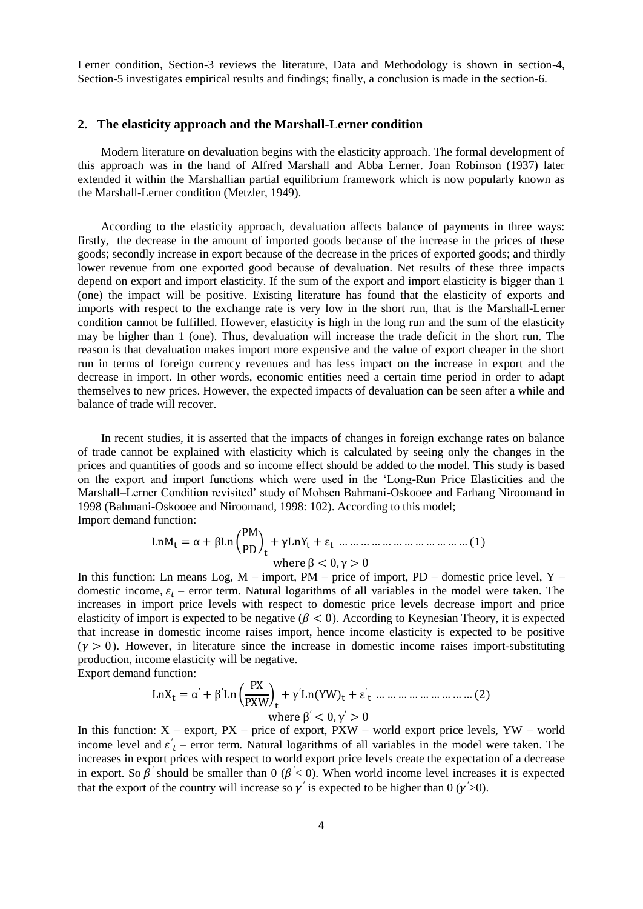Lerner condition, Section-3 reviews the literature, Data and Methodology is shown in section-4, Section-5 investigates empirical results and findings; finally, a conclusion is made in the section-6.

## 2. The elasticity approach and the Marshall-Lerner condition

Modern literature on devaluation begins with the elasticity approach. The formal development of this approach was in the hand of Alfred Marshall and Abba Lerner. Joan Robinson (1937) later extended it within the Marshallian partial equilibrium framework which is now popularly known as the Marshall-Lerner condition (Metzler, 1949).

According to the elasticity approach, devaluation affects balance of payments in three ways: firstly, the decrease in the amount of imported goods because of the increase in the prices of these goods; secondly increase in export because of the decrease in the prices of exported goods; and thirdly lower revenue from one exported good because of devaluation. Net results of these three impacts depend on export and import elasticity. If the sum of the export and import elasticity is bigger than 1 (one) the impact will be positive. Existing literature has found that the elasticity of exports and imports with respect to the exchange rate is very low in the short run, that is the Marshall-Lerner condition cannot be fulfilled. However, elasticity is high in the long run and the sum of the elasticity may be higher than 1 (one). Thus, devaluation will increase the trade deficit in the short run. The reason is that devaluation makes import more expensive and the value of export cheaper in the short run in terms of foreign currency revenues and has less impact on the increase in export and the decrease in import. In other words, economic entities need a certain time period in order to adapt themselves to new prices. However, the expected impacts of devaluation can be seen after a while and balance of trade will recover.

In recent studies, it is asserted that the impacts of changes in foreign exchange rates on balance of trade cannot be explained with elasticity which is calculated by seeing only the changes in the prices and quantities of goods and so income effect should be added to the model. This study is based on the export and import functions which were used in the 'Long-Run Price Elasticities and the Marshall–Lerner Condition revisited' study of Mohsen Bahmani-Oskooee and Farhang Niroomand in 1998 (Bahmani-Oskooee and Niroomand, 1998: 102). According to this model;

Import demand function:

$$\mathrm{LnM_t} = \alpha + \beta \mathrm{Ln}\left(\frac{\mathrm{PM}}{\mathrm{PD}}\right)_t + \gamma \mathrm{LnY_t} + \varepsilon_t \quad \ldots\ldots\ldots\ldots\ldots\ldots\ldots\ldots\ldots\ldots (1)$$

$$\text{where } \beta < 0, \gamma > 0$$

In this function: Ln means Log, M – import, PM – price of import, PD – domestic price level, Y – domestic income, $\varepsilon_t$ – error term. Natural logarithms of all variables in the model were taken. The increases in import price levels with respect to domestic price levels decrease import and price elasticity of import is expected to be negative ($\beta < 0$). According to Keynesian Theory, it is expected that increase in domestic income raises import, hence income elasticity is expected to be positive ($\gamma > 0$). However, in literature since the increase in domestic income raises import-substituting production, income elasticity will be negative.

Export demand function:

$$\mathrm{LnX_t} = \alpha' + \beta' \mathrm{Ln}\left(\frac{\mathrm{PX}}{\mathrm{PXW}}\right)_t + \gamma' \mathrm{Ln(YW)_t} + \varepsilon'_t \quad \ldots\ldots\ldots\ldots\ldots\ldots\ldots\ldots (2)$$

$$\text{where } \beta' < 0, \gamma' > 0$$

In this function: X – export, PX – price of export, PXW – world export price levels, YW – world income level and $\varepsilon'_t$ – error term. Natural logarithms of all variables in the model were taken. The increases in export prices with respect to world export price levels create the expectation of a decrease in export. So $\beta'$ should be smaller than 0 ($\beta' < 0$). When world income level increases it is expected that the export of the country will increase so $\gamma'$ is expected to be higher than 0 ($\gamma' > 0$).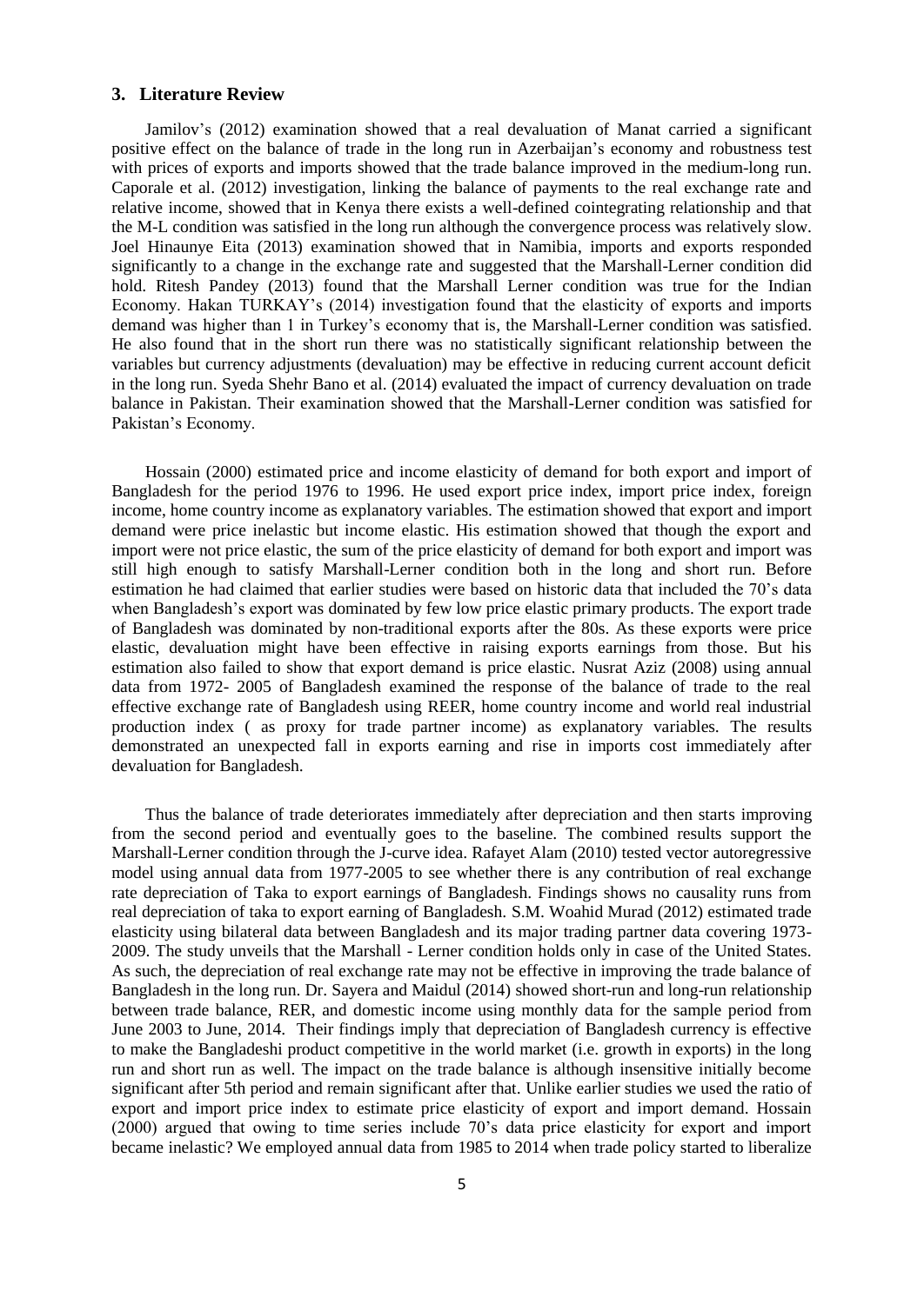## 3. Literature Review

Jamilov's (2012) examination showed that a real devaluation of Manat carried a significant positive effect on the balance of trade in the long run in Azerbaijan's economy and robustness test with prices of exports and imports showed that the trade balance improved in the medium-long run. Caporale et al. (2012) investigation, linking the balance of payments to the real exchange rate and relative income, showed that in Kenya there exists a well-defined cointegrating relationship and that the M-L condition was satisfied in the long run although the convergence process was relatively slow. Joel Hinaunye Eita (2013) examination showed that in Namibia, imports and exports responded significantly to a change in the exchange rate and suggested that the Marshall-Lerner condition did hold. Ritesh Pandey (2013) found that the Marshall Lerner condition was true for the Indian Economy. Hakan TURKAY's (2014) investigation found that the elasticity of exports and imports demand was higher than 1 in Turkey's economy that is, the Marshall-Lerner condition was satisfied. He also found that in the short run there was no statistically significant relationship between the variables but currency adjustments (devaluation) may be effective in reducing current account deficit in the long run. Syeda Shehr Bano et al. (2014) evaluated the impact of currency devaluation on trade balance in Pakistan. Their examination showed that the Marshall-Lerner condition was satisfied for Pakistan's Economy.

Hossain (2000) estimated price and income elasticity of demand for both export and import of Bangladesh for the period 1976 to 1996. He used export price index, import price index, foreign income, home country income as explanatory variables. The estimation showed that export and import demand were price inelastic but income elastic. His estimation showed that though the export and import were not price elastic, the sum of the price elasticity of demand for both export and import was still high enough to satisfy Marshall-Lerner condition both in the long and short run. Before estimation he had claimed that earlier studies were based on historic data that included the 70's data when Bangladesh's export was dominated by few low price elastic primary products. The export trade of Bangladesh was dominated by non-traditional exports after the 80s. As these exports were price elastic, devaluation might have been effective in raising exports earnings from those. But his estimation also failed to show that export demand is price elastic. Nusrat Aziz (2008) using annual data from 1972- 2005 of Bangladesh examined the response of the balance of trade to the real effective exchange rate of Bangladesh using REER, home country income and world real industrial production index ( as proxy for trade partner income) as explanatory variables. The results demonstrated an unexpected fall in exports earning and rise in imports cost immediately after devaluation for Bangladesh.

Thus the balance of trade deteriorates immediately after depreciation and then starts improving from the second period and eventually goes to the baseline. The combined results support the Marshall-Lerner condition through the J-curve idea. Rafayet Alam (2010) tested vector autoregressive model using annual data from 1977-2005 to see whether there is any contribution of real exchange rate depreciation of Taka to export earnings of Bangladesh. Findings shows no causality runs from real depreciation of taka to export earning of Bangladesh. S.M. Woahid Murad (2012) estimated trade elasticity using bilateral data between Bangladesh and its major trading partner data covering 1973-2009. The study unveils that the Marshall - Lerner condition holds only in case of the United States. As such, the depreciation of real exchange rate may not be effective in improving the trade balance of Bangladesh in the long run. Dr. Sayera and Maidul (2014) showed short-run and long-run relationship between trade balance, RER, and domestic income using monthly data for the sample period from June 2003 to June, 2014. Their findings imply that depreciation of Bangladesh currency is effective to make the Bangladeshi product competitive in the world market (i.e. growth in exports) in the long run and short run as well. The impact on the trade balance is although insensitive initially become significant after 5th period and remain significant after that. Unlike earlier studies we used the ratio of export and import price index to estimate price elasticity of export and import demand. Hossain (2000) argued that owing to time series include 70's data price elasticity for export and import became inelastic? We employed annual data from 1985 to 2014 when trade policy started to liberalize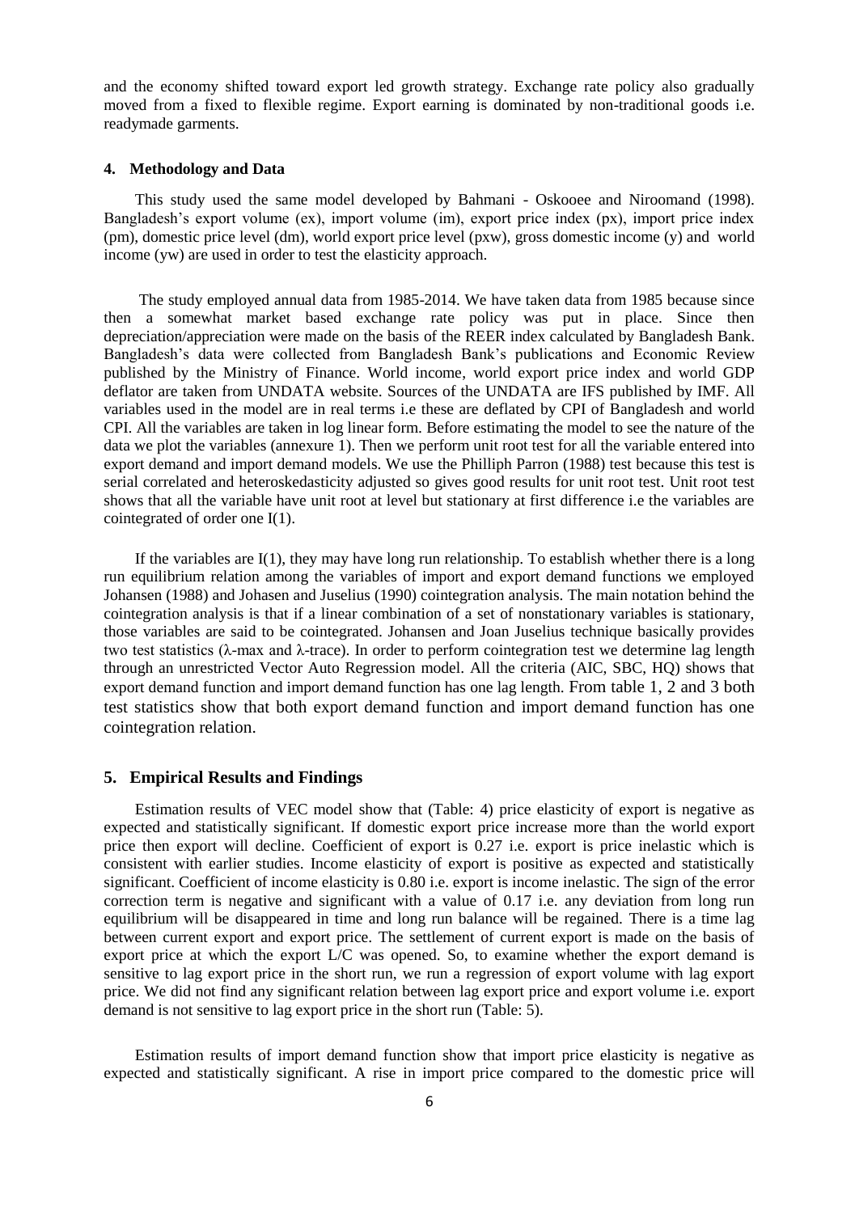and the economy shifted toward export led growth strategy. Exchange rate policy also gradually moved from a fixed to flexible regime. Export earning is dominated by non-traditional goods i.e. readymade garments.

## 4. Methodology and Data

This study used the same model developed by Bahmani - Oskooee and Niroomand (1998). Bangladesh's export volume (ex), import volume (im), export price index (px), import price index (pm), domestic price level (dm), world export price level (pxw), gross domestic income (y) and world income (yw) are used in order to test the elasticity approach.

The study employed annual data from 1985-2014. We have taken data from 1985 because since then a somewhat market based exchange rate policy was put in place. Since then depreciation/appreciation were made on the basis of the REER index calculated by Bangladesh Bank. Bangladesh's data were collected from Bangladesh Bank's publications and Economic Review published by the Ministry of Finance. World income, world export price index and world GDP deflator are taken from UNDATA website. Sources of the UNDATA are IFS published by IMF. All variables used in the model are in real terms i.e these are deflated by CPI of Bangladesh and world CPI. All the variables are taken in log linear form. Before estimating the model to see the nature of the data we plot the variables (annexure 1). Then we perform unit root test for all the variable entered into export demand and import demand models. We use the Philliph Parron (1988) test because this test is serial correlated and heteroskedasticity adjusted so gives good results for unit root test. Unit root test shows that all the variable have unit root at level but stationary at first difference i.e the variables are cointegrated of order one I(1).

If the variables are I(1), they may have long run relationship. To establish whether there is a long run equilibrium relation among the variables of import and export demand functions we employed Johansen (1988) and Johasen and Juselius (1990) cointegration analysis. The main notation behind the cointegration analysis is that if a linear combination of a set of nonstationary variables is stationary, those variables are said to be cointegrated. Johansen and Joan Juselius technique basically provides two test statistics ($\lambda$-max and $\lambda$-trace). In order to perform cointegration test we determine lag length through an unrestricted Vector Auto Regression model. All the criteria (AIC, SBC, HQ) shows that export demand function and import demand function has one lag length. From table 1, 2 and 3 both test statistics show that both export demand function and import demand function has one cointegration relation.

## 5. Empirical Results and Findings

Estimation results of VEC model show that (Table: 4) price elasticity of export is negative as expected and statistically significant. If domestic export price increase more than the world export price then export will decline. Coefficient of export is 0.27 i.e. export is price inelastic which is consistent with earlier studies. Income elasticity of export is positive as expected and statistically significant. Coefficient of income elasticity is 0.80 i.e. export is income inelastic. The sign of the error correction term is negative and significant with a value of 0.17 i.e. any deviation from long run equilibrium will be disappeared in time and long run balance will be regained. There is a time lag between current export and export price. The settlement of current export is made on the basis of export price at which the export L/C was opened. So, to examine whether the export demand is sensitive to lag export price in the short run, we run a regression of export volume with lag export price. We did not find any significant relation between lag export price and export volume i.e. export demand is not sensitive to lag export price in the short run (Table: 5).

Estimation results of import demand function show that import price elasticity is negative as expected and statistically significant. A rise in import price compared to the domestic price will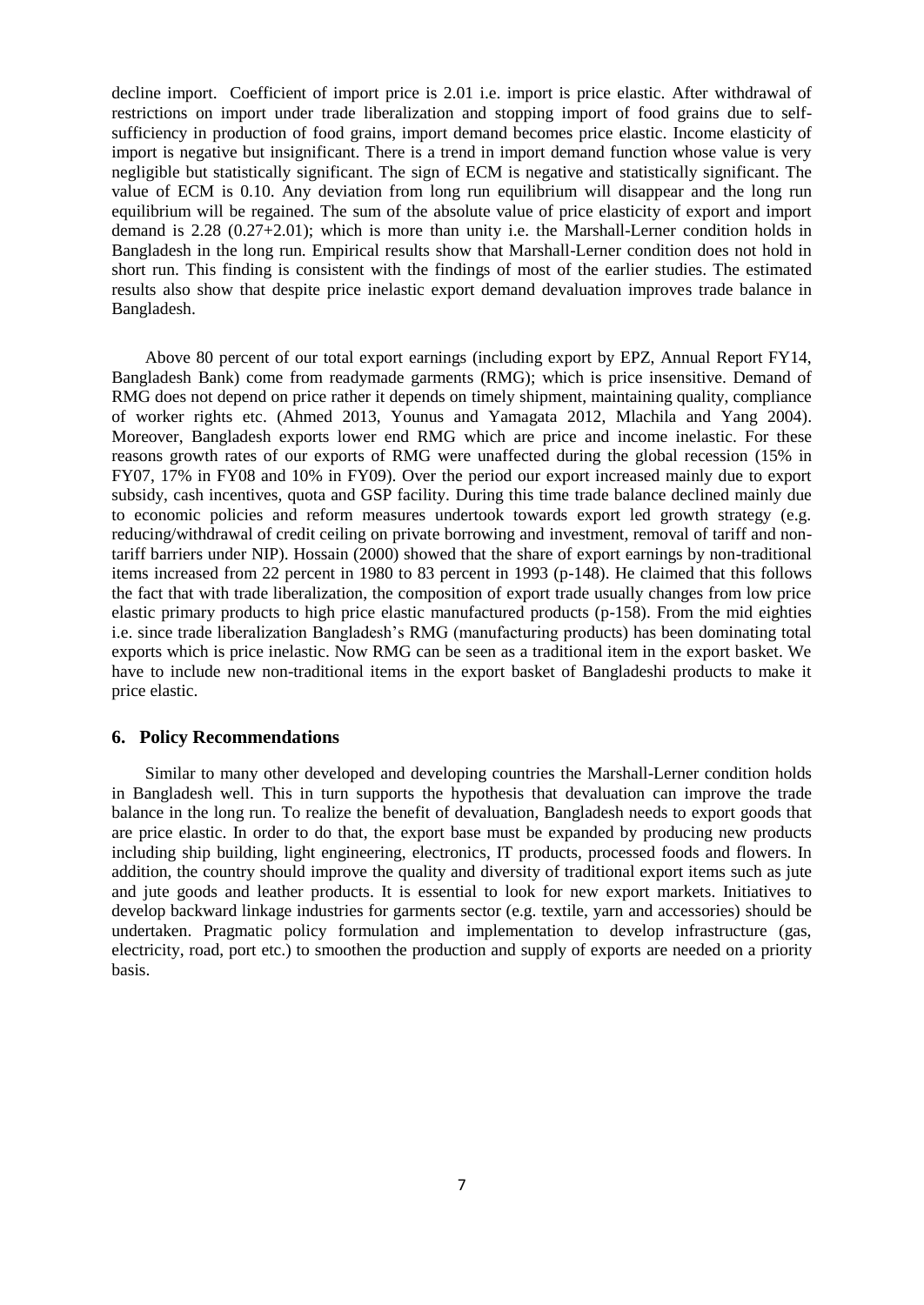decline import. Coefficient of import price is 2.01 i.e. import is price elastic. After withdrawal of restrictions on import under trade liberalization and stopping import of food grains due to self-sufficiency in production of food grains, import demand becomes price elastic. Income elasticity of import is negative but insignificant. There is a trend in import demand function whose value is very negligible but statistically significant. The sign of ECM is negative and statistically significant. The value of ECM is 0.10. Any deviation from long run equilibrium will disappear and the long run equilibrium will be regained. The sum of the absolute value of price elasticity of export and import demand is 2.28 (0.27+2.01); which is more than unity i.e. the Marshall-Lerner condition holds in Bangladesh in the long run. Empirical results show that Marshall-Lerner condition does not hold in short run. This finding is consistent with the findings of most of the earlier studies. The estimated results also show that despite price inelastic export demand devaluation improves trade balance in Bangladesh.

Above 80 percent of our total export earnings (including export by EPZ, Annual Report FY14, Bangladesh Bank) come from readymade garments (RMG); which is price insensitive. Demand of RMG does not depend on price rather it depends on timely shipment, maintaining quality, compliance of worker rights etc. (Ahmed 2013, Younus and Yamagata 2012, Mlachila and Yang 2004). Moreover, Bangladesh exports lower end RMG which are price and income inelastic. For these reasons growth rates of our exports of RMG were unaffected during the global recession (15% in FY07, 17% in FY08 and 10% in FY09). Over the period our export increased mainly due to export subsidy, cash incentives, quota and GSP facility. During this time trade balance declined mainly due to economic policies and reform measures undertook towards export led growth strategy (e.g. reducing/withdrawal of credit ceiling on private borrowing and investment, removal of tariff and non-tariff barriers under NIP). Hossain (2000) showed that the share of export earnings by non-traditional items increased from 22 percent in 1980 to 83 percent in 1993 (p-148). He claimed that this follows the fact that with trade liberalization, the composition of export trade usually changes from low price elastic primary products to high price elastic manufactured products (p-158). From the mid eighties i.e. since trade liberalization Bangladesh's RMG (manufacturing products) has been dominating total exports which is price inelastic. Now RMG can be seen as a traditional item in the export basket. We have to include new non-traditional items in the export basket of Bangladeshi products to make it price elastic.

## 6. Policy Recommendations

Similar to many other developed and developing countries the Marshall-Lerner condition holds in Bangladesh well. This in turn supports the hypothesis that devaluation can improve the trade balance in the long run. To realize the benefit of devaluation, Bangladesh needs to export goods that are price elastic. In order to do that, the export base must be expanded by producing new products including ship building, light engineering, electronics, IT products, processed foods and flowers. In addition, the country should improve the quality and diversity of traditional export items such as jute and jute goods and leather products. It is essential to look for new export markets. Initiatives to develop backward linkage industries for garments sector (e.g. textile, yarn and accessories) should be undertaken. Pragmatic policy formulation and implementation to develop infrastructure (gas, electricity, road, port etc.) to smoothen the production and supply of exports are needed on a priority basis.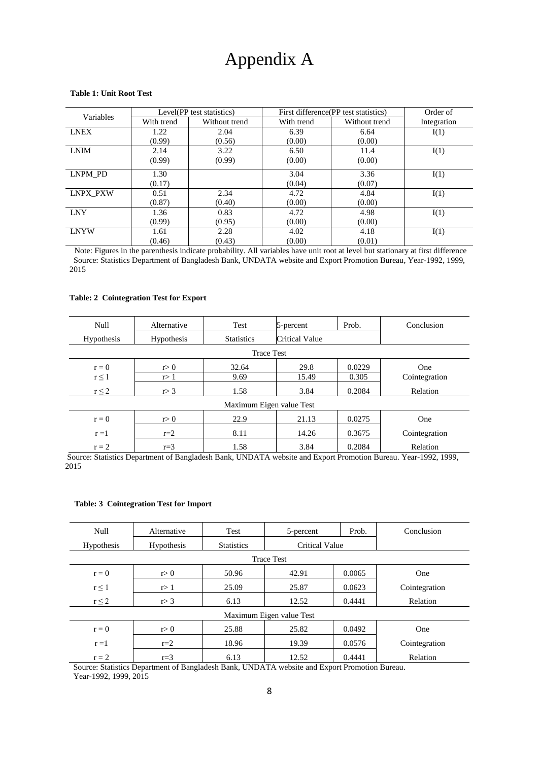# Appendix A

**Table 1: Unit Root Test**

| Variables | Level(PP test statistics) | | First difference(PP test statistics) | | Order of Integration |
|---|---|---|---|---|---|
| | With trend | Without trend | With trend | Without trend | |
| LNEX | 1.22<br>(0.99) | 2.04<br>(0.56) | 6.39<br>(0.00) | 6.64<br>(0.00) | I(1) |
| LNIM | 2.14<br>(0.99) | 3.22<br>(0.99) | 6.50<br>(0.00) | 11.4<br>(0.00) | I(1) |
| LNPM_PD | 1.30<br>(0.17) | | 3.04<br>(0.04) | 3.36<br>(0.07) | I(1) |
| LNPX_PXW | 0.51<br>(0.87) | 2.34<br>(0.40) | 4.72<br>(0.00) | 4.84<br>(0.00) | I(1) |
| LNY | 1.36<br>(0.99) | 0.83<br>(0.95) | 4.72<br>(0.00) | 4.98<br>(0.00) | I(1) |
| LNYW | 1.61<br>(0.46) | 2.28<br>(0.43) | 4.02<br>(0.00) | 4.18<br>(0.01) | I(1) |

Note: Figures in the parenthesis indicate probability. All variables have unit root at level but stationary at first difference
Source: Statistics Department of Bangladesh Bank, UNDATA website and Export Promotion Bureau, Year-1992, 1999, 2015

**Table: 2 Cointegration Test for Export**

| Null Hypothesis | Alternative Hypothesis | Test Statistics | 5-percent Critical Value | Prob. | Conclusion |
|---|---|---|---|---|---|
| **Trace Test** | | | | | |
| $r = 0$ | $r > 0$ | 32.64 | 29.8 | 0.0229 | One |
| $r \leq 1$ | $r > 1$ | 9.69 | 15.49 | 0.305 | Cointegration |
| $r \leq 2$ | $r > 3$ | 1.58 | 3.84 | 0.2084 | Relation |
| **Maximum Eigen value Test** | | | | | |
| $r = 0$ | $r > 0$ | 22.9 | 21.13 | 0.0275 | One |
| $r = 1$ | $r = 2$ | 8.11 | 14.26 | 0.3675 | Cointegration |
| $r = 2$ | $r = 3$ | 1.58 | 3.84 | 0.2084 | Relation |

Source: Statistics Department of Bangladesh Bank, UNDATA website and Export Promotion Bureau. Year-1992, 1999, 2015

**Table: 3 Cointegration Test for Import**

| Null Hypothesis | Alternative Hypothesis | Test Statistics | 5-percent Critical Value | Prob. | Conclusion |
|---|---|---|---|---|---|
| **Trace Test** | | | | | |
| $r = 0$ | $r > 0$ | 50.96 | 42.91 | 0.0065 | One |
| $r \leq 1$ | $r > 1$ | 25.09 | 25.87 | 0.0623 | Cointegration |
| $r \leq 2$ | $r > 3$ | 6.13 | 12.52 | 0.4441 | Relation |
| **Maximum Eigen value Test** | | | | | |
| $r = 0$ | $r > 0$ | 25.88 | 25.82 | 0.0492 | One |
| $r = 1$ | $r = 2$ | 18.96 | 19.39 | 0.0576 | Cointegration |
| $r = 2$ | $r = 3$ | 6.13 | 12.52 | 0.4441 | Relation |

Source: Statistics Department of Bangladesh Bank, UNDATA website and Export Promotion Bureau. Year-1992, 1999, 2015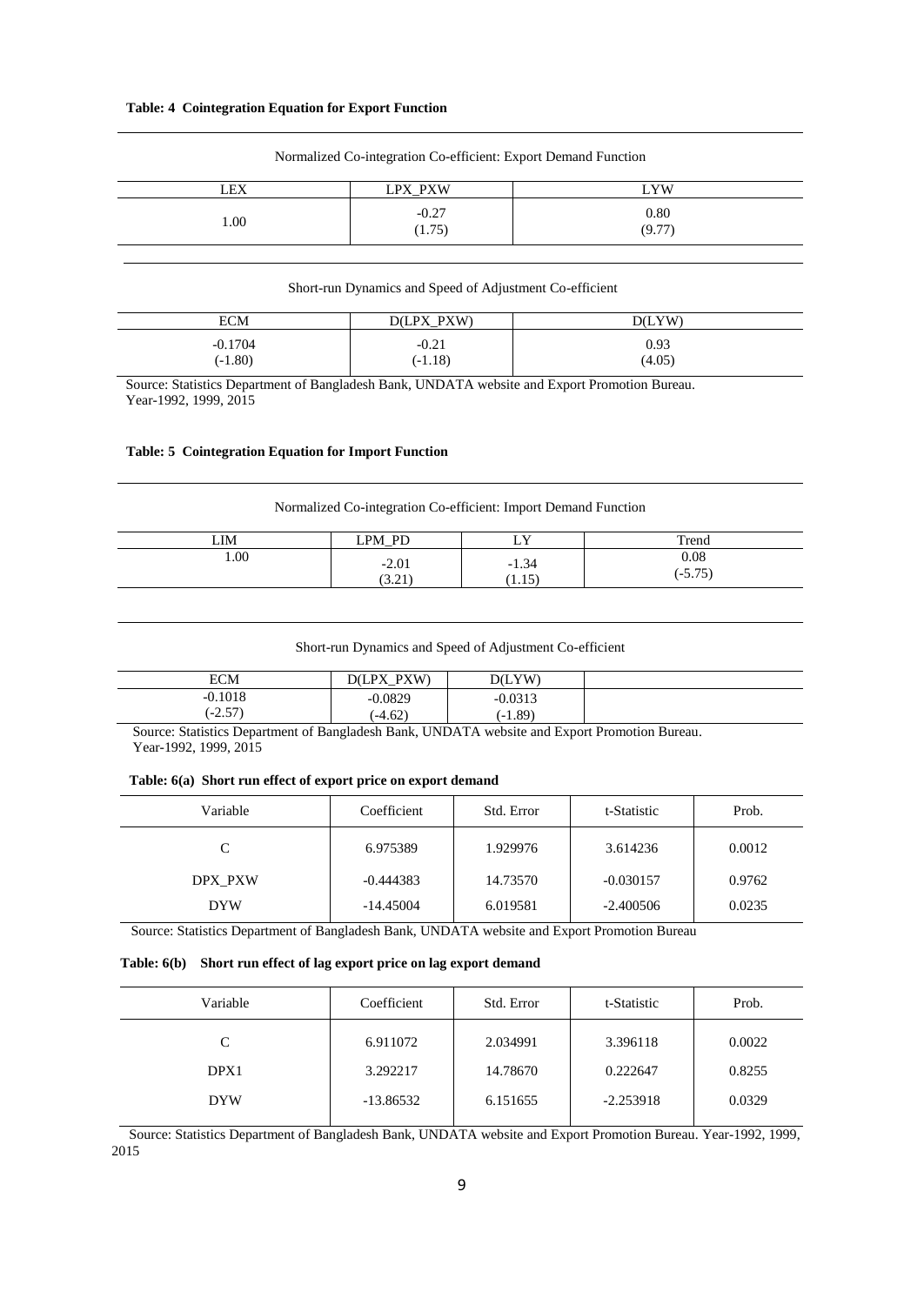**Table: 4 Cointegration Equation for Export Function**

Normalized Co-integration Co-efficient: Export Demand Function

| LEX | LPX_PXW | LYW |
|---|---|---|
| 1.00 | -0.27<br>(1.75) | 0.80<br>(9.77) |

Short-run Dynamics and Speed of Adjustment Co-efficient

| ECM | D(LPX_PXW) | D(LYW) |
|---|---|---|
| -0.1704<br>(-1.80) | -0.21<br>(-1.18) | 0.93<br>(4.05) |

Source: Statistics Department of Bangladesh Bank, UNDATA website and Export Promotion Bureau.
Year-1992, 1999, 2015

**Table: 5 Cointegration Equation for Import Function**

Normalized Co-integration Co-efficient: Import Demand Function

| LIM | LPM_PD | LY | Trend |
|---|---|---|---|
| 1.00 | -2.01<br>(3.21) | -1.34<br>(1.15) | 0.08<br>(-5.75) |

Short-run Dynamics and Speed of Adjustment Co-efficient

| ECM | D(LPX_PXW) | D(LYW) | |
|---|---|---|---|
| -0.1018<br>(-2.57) | -0.0829<br>(-4.62) | -0.0313<br>(-1.89) | |

Source: Statistics Department of Bangladesh Bank, UNDATA website and Export Promotion Bureau.
Year-1992, 1999, 2015

**Table: 6(a) Short run effect of export price on export demand**

| Variable | Coefficient | Std. Error | t-Statistic | Prob. |
|---|---|---|---|---|
| C | 6.975389 | 1.929976 | 3.614236 | 0.0012 |
| DPX_PXW | -0.444383 | 14.73570 | -0.030157 | 0.9762 |
| DYW | -14.45004 | 6.019581 | -2.400506 | 0.0235 |

Source: Statistics Department of Bangladesh Bank, UNDATA website and Export Promotion Bureau

**Table: 6(b) Short run effect of lag export price on lag export demand**

| Variable | Coefficient | Std. Error | t-Statistic | Prob. |
|---|---|---|---|---|
| C | 6.911072 | 2.034991 | 3.396118 | 0.0022 |
| DPX1 | 3.292217 | 14.78670 | 0.222647 | 0.8255 |
| DYW | -13.86532 | 6.151655 | -2.253918 | 0.0329 |

Source: Statistics Department of Bangladesh Bank, UNDATA website and Export Promotion Bureau. Year-1992, 1999, 2015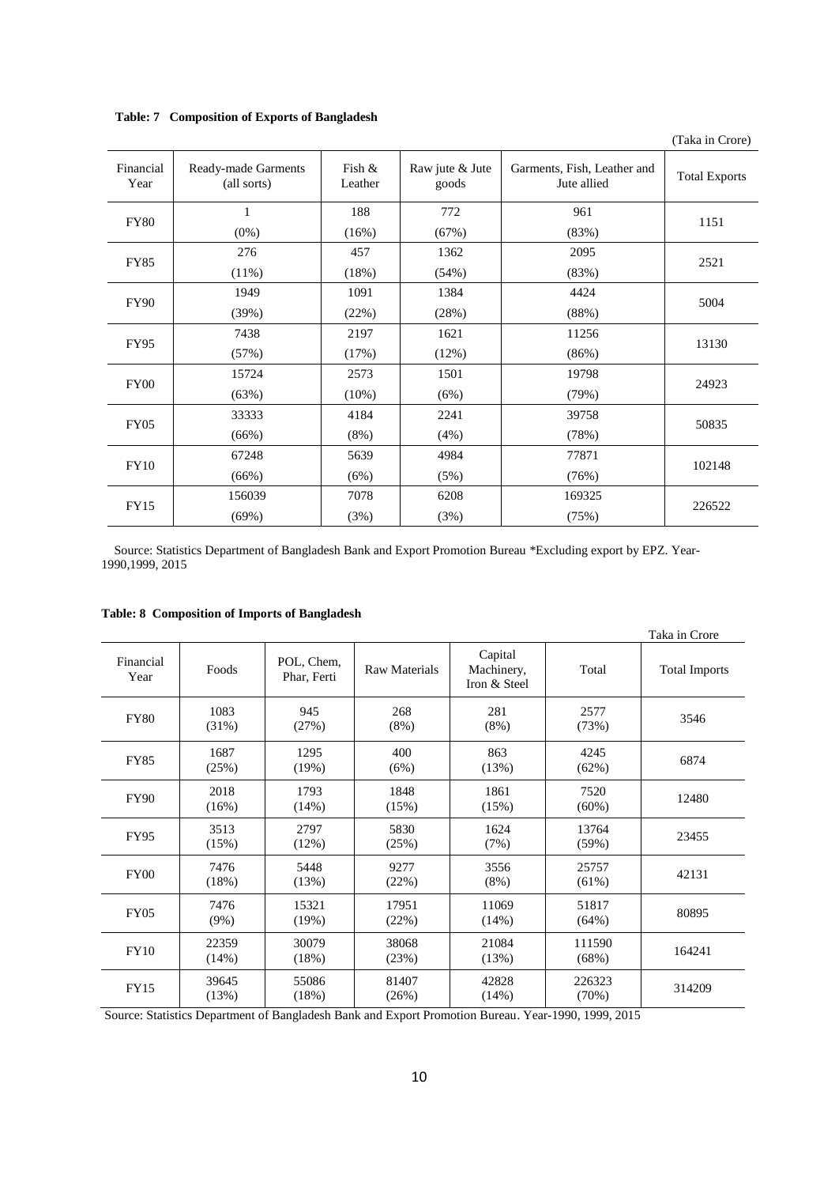**Table: 7 Composition of Exports of Bangladesh**

(Taka in Crore)

| Financial Year | Ready-made Garments (all sorts) | Fish & Leather | Raw jute & Jute goods | Garments, Fish, Leather and Jute allied | Total Exports |
|---|---|---|---|---|---|
| FY80 | 1 (0%) | 188 (16%) | 772 (67%) | 961 (83%) | 1151 |
| FY85 | 276 (11%) | 457 (18%) | 1362 (54%) | 2095 (83%) | 2521 |
| FY90 | 1949 (39%) | 1091 (22%) | 1384 (28%) | 4424 (88%) | 5004 |
| FY95 | 7438 (57%) | 2197 (17%) | 1621 (12%) | 11256 (86%) | 13130 |
| FY00 | 15724 (63%) | 2573 (10%) | 1501 (6%) | 19798 (79%) | 24923 |
| FY05 | 33333 (66%) | 4184 (8%) | 2241 (4%) | 39758 (78%) | 50835 |
| FY10 | 67248 (66%) | 5639 (6%) | 4984 (5%) | 77871 (76%) | 102148 |
| FY15 | 156039 (69%) | 7078 (3%) | 6208 (3%) | 169325 (75%) | 226522 |

Source: Statistics Department of Bangladesh Bank and Export Promotion Bureau *Excluding export by EPZ. Year-1990,1999, 2015

**Table: 8 Composition of Imports of Bangladesh**

Taka in Crore

| Financial Year | Foods | POL, Chem, Phar, Ferti | Raw Materials | Capital Machinery, Iron & Steel | Total | Total Imports |
|---|---|---|---|---|---|---|
| FY80 | 1083 (31%) | 945 (27%) | 268 (8%) | 281 (8%) | 2577 (73%) | 3546 |
| FY85 | 1687 (25%) | 1295 (19%) | 400 (6%) | 863 (13%) | 4245 (62%) | 6874 |
| FY90 | 2018 (16%) | 1793 (14%) | 1848 (15%) | 1861 (15%) | 7520 (60%) | 12480 |
| FY95 | 3513 (15%) | 2797 (12%) | 5830 (25%) | 1624 (7%) | 13764 (59%) | 23455 |
| FY00 | 7476 (18%) | 5448 (13%) | 9277 (22%) | 3556 (8%) | 25757 (61%) | 42131 |
| FY05 | 7476 (9%) | 15321 (19%) | 17951 (22%) | 11069 (14%) | 51817 (64%) | 80895 |
| FY10 | 22359 (14%) | 30079 (18%) | 38068 (23%) | 21084 (13%) | 111590 (68%) | 164241 |
| FY15 | 39645 (13%) | 55086 (18%) | 81407 (26%) | 42828 (14%) | 226323 (70%) | 314209 |

Source: Statistics Department of Bangladesh Bank and Export Promotion Bureau. Year-1990, 1999, 2015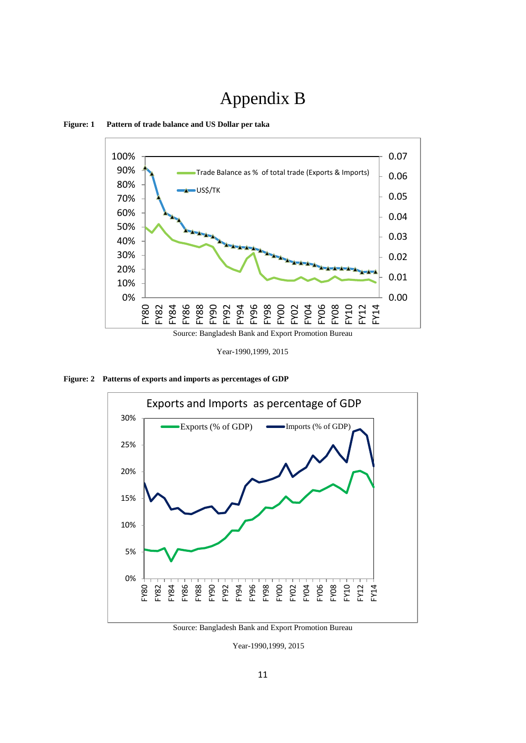# Appendix B

**Figure: 1 Pattern of trade balance and US Dollar per taka**

Source: Bangladesh Bank and Export Promotion Bureau

Year-1990,1999, 2015

**Figure: 2 Patterns of exports and imports as percentages of GDP**

Source: Bangladesh Bank and Export Promotion Bureau

Year-1990,1999, 2015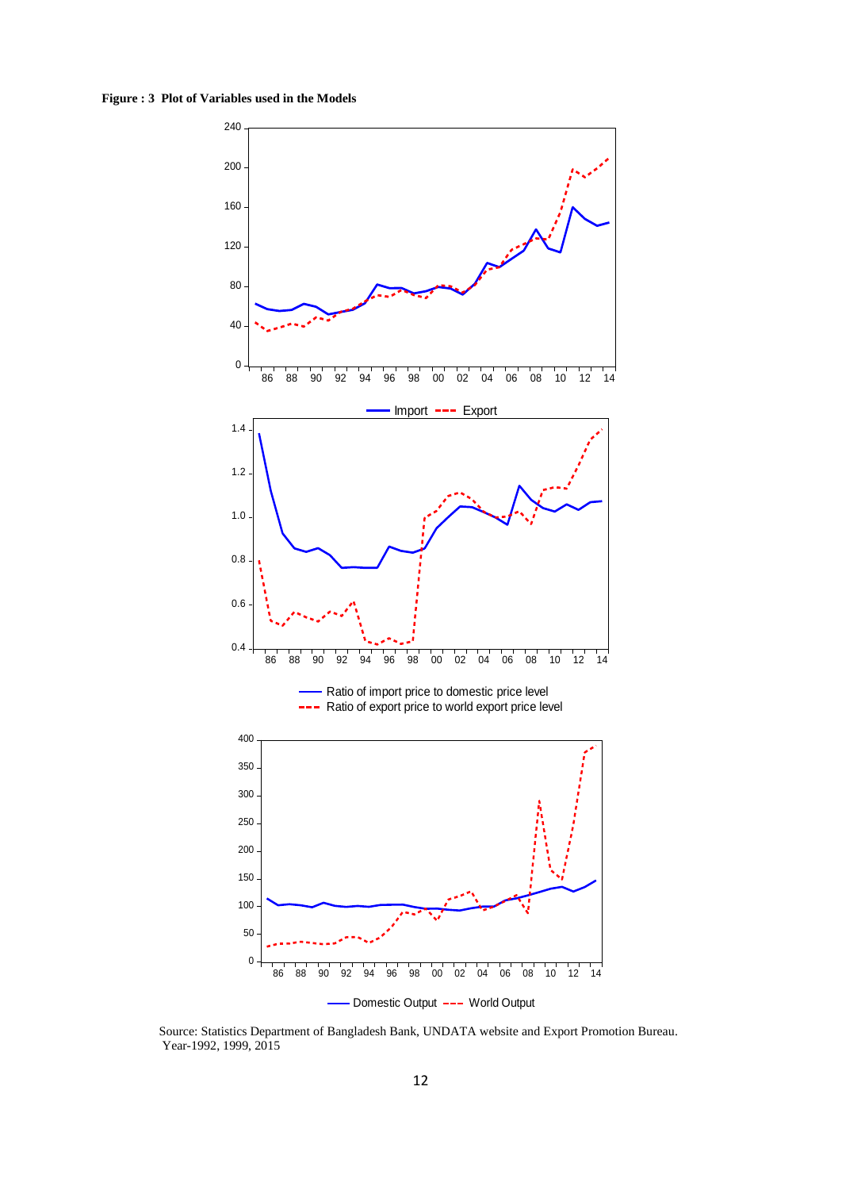**Figure : 3 Plot of Variables used in the Models**

Source: Statistics Department of Bangladesh Bank, UNDATA website and Export Promotion Bureau. Year-1992, 1999, 2015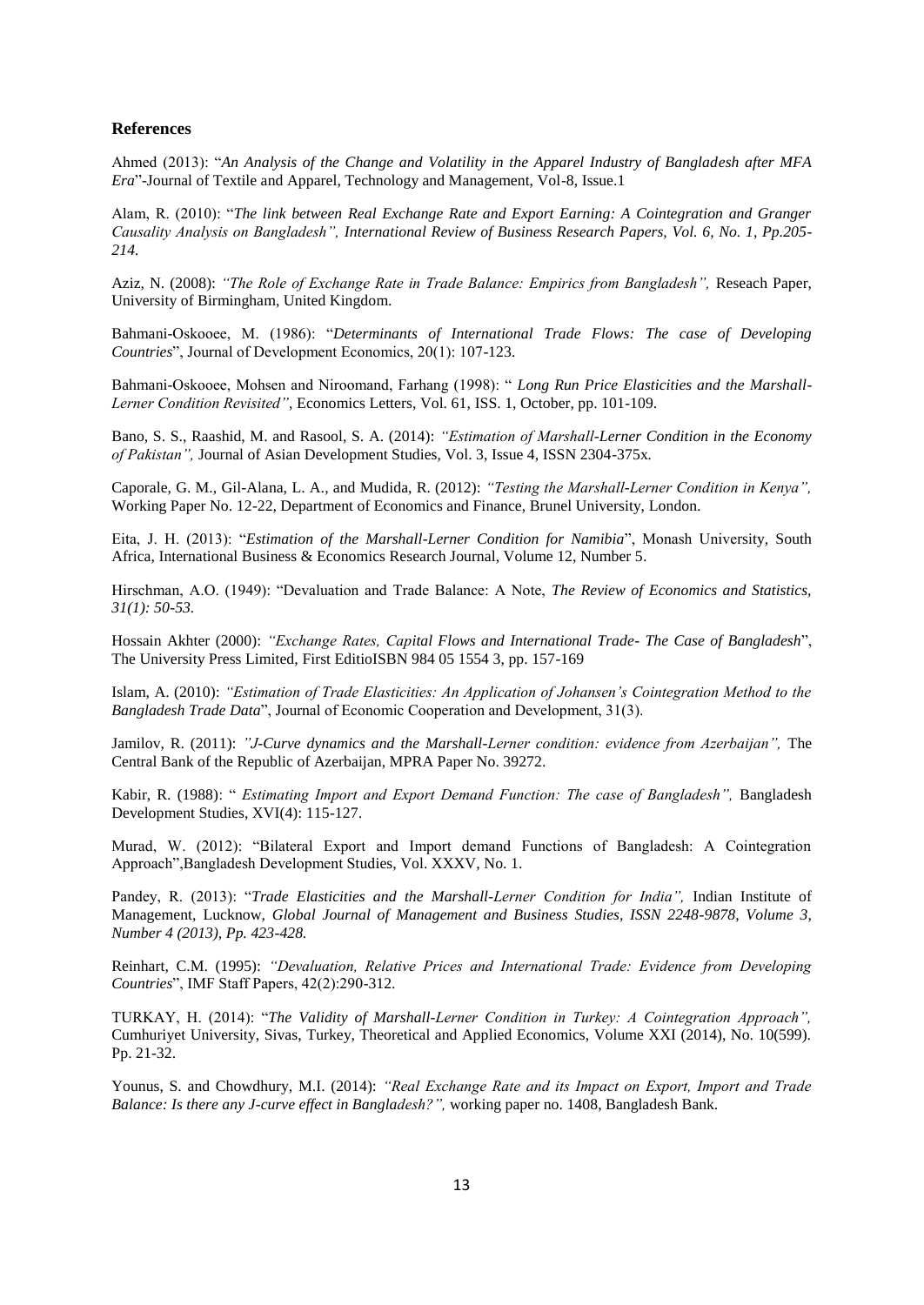## References

Ahmed (2013): "*An Analysis of the Change and Volatility in the Apparel Industry of Bangladesh after MFA Era*"-Journal of Textile and Apparel, Technology and Management, Vol-8, Issue.1

Alam, R. (2010): "*The link between Real Exchange Rate and Export Earning: A Cointegration and Granger Causality Analysis on Bangladesh", International Review of Business Research Papers, Vol. 6, No. 1, Pp.205-214.*

Aziz, N. (2008): *"The Role of Exchange Rate in Trade Balance: Empirics from Bangladesh",* Reseach Paper, University of Birmingham, United Kingdom.

Bahmani-Oskooee, M. (1986): "*Determinants of International Trade Flows: The case of Developing Countries*", Journal of Development Economics, 20(1): 107-123.

Bahmani-Oskooee, Mohsen and Niroomand, Farhang (1998): " *Long Run Price Elasticities and the Marshall-Lerner Condition Revisited"*, Economics Letters, Vol. 61, ISS. 1, October, pp. 101-109.

Bano, S. S., Raashid, M. and Rasool, S. A. (2014): *"Estimation of Marshall-Lerner Condition in the Economy of Pakistan",* Journal of Asian Development Studies, Vol. 3, Issue 4, ISSN 2304-375x.

Caporale, G. M., Gil-Alana, L. A., and Mudida, R. (2012): *"Testing the Marshall-Lerner Condition in Kenya",* Working Paper No. 12-22, Department of Economics and Finance, Brunel University, London.

Eita, J. H. (2013): "*Estimation of the Marshall-Lerner Condition for Namibia*", Monash University, South Africa, International Business & Economics Research Journal, Volume 12, Number 5.

Hirschman, A.O. (1949): "Devaluation and Trade Balance: A Note, *The Review of Economics and Statistics, 31(1): 50-53.*

Hossain Akhter (2000): *"Exchange Rates, Capital Flows and International Trade- The Case of Bangladesh*", The University Press Limited, First EditioISBN 984 05 1554 3, pp. 157-169

Islam, A. (2010): *"Estimation of Trade Elasticities: An Application of Johansen's Cointegration Method to the Bangladesh Trade Data*", Journal of Economic Cooperation and Development, 31(3).

Jamilov, R. (2011): *"J-Curve dynamics and the Marshall-Lerner condition: evidence from Azerbaijan",* The Central Bank of the Republic of Azerbaijan, MPRA Paper No. 39272.

Kabir, R. (1988): " *Estimating Import and Export Demand Function: The case of Bangladesh",* Bangladesh Development Studies, XVI(4): 115-127.

Murad, W. (2012): "Bilateral Export and Import demand Functions of Bangladesh: A Cointegration Approach",Bangladesh Development Studies, Vol. XXXV, No. 1.

Pandey, R. (2013): "*Trade Elasticities and the Marshall-Lerner Condition for India",* Indian Institute of Management, Lucknow, *Global Journal of Management and Business Studies, ISSN 2248-9878, Volume 3, Number 4 (2013), Pp. 423-428.*

Reinhart, C.M. (1995): *"Devaluation, Relative Prices and International Trade: Evidence from Developing Countries*", IMF Staff Papers, 42(2):290-312.

TURKAY, H. (2014): "*The Validity of Marshall-Lerner Condition in Turkey: A Cointegration Approach",* Cumhuriyet University, Sivas, Turkey, Theoretical and Applied Economics, Volume XXI (2014), No. 10(599). Pp. 21-32.

Younus, S. and Chowdhury, M.I. (2014): *"Real Exchange Rate and its Impact on Export, Import and Trade Balance: Is there any J-curve effect in Bangladesh?",* working paper no. 1408, Bangladesh Bank.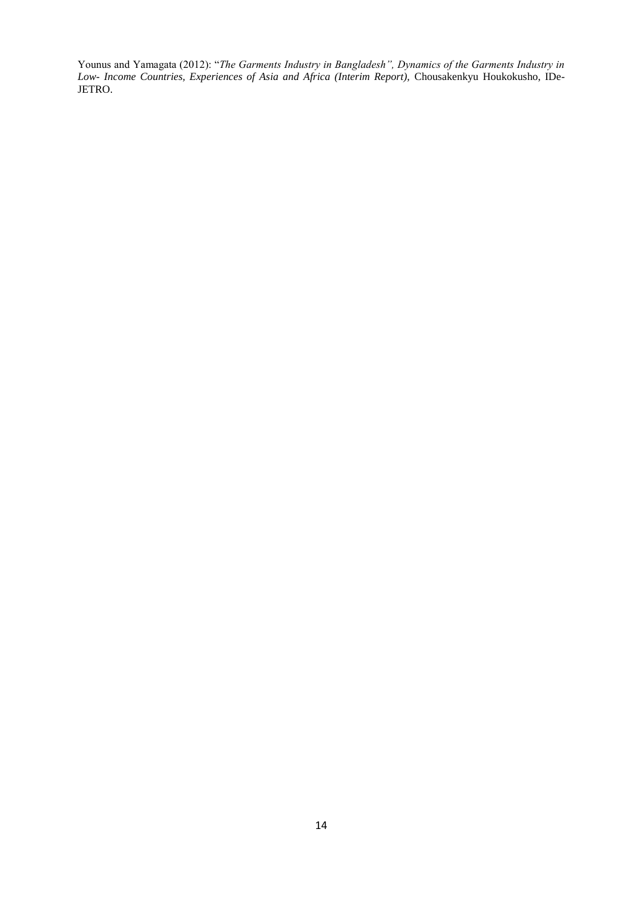Younus and Yamagata (2012): "*The Garments Industry in Bangladesh", Dynamics of the Garments Industry in Low- Income Countries, Experiences of Asia and Africa (Interim Report),* Chousakenkyu Houkokusho, IDE-JETRO.